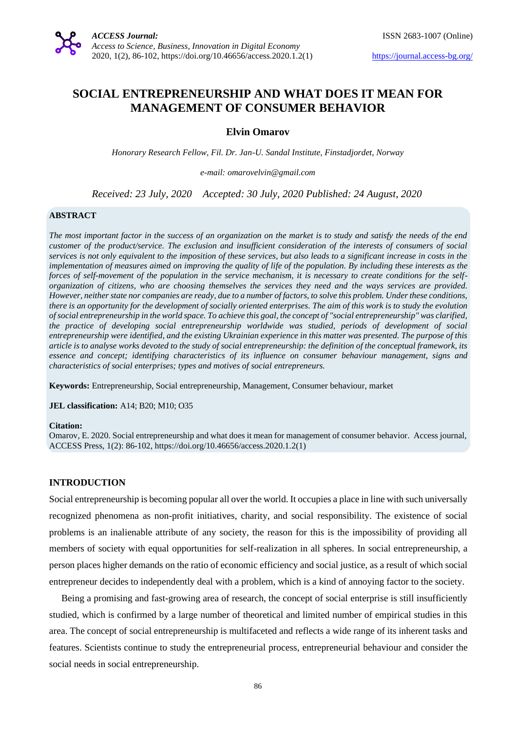# SOCIAL ENTREPRENEURSHIP AND WHAT DOES IT MEAN FOR MANAGEMENT OF CONSUMER BEHAVIOR

**Elvin Omarov**

*Honorary Research Fellow, Fil. Dr. Jan-U. Sandal Institute, Finstadjordet, Norway*

*e-mail: omarovelvin@gmail.com*

*Received: 23 July, 2020 Accepted: 30 July, 2020 Published: 24 August, 2020*

## ABSTRACT

*The most important factor in the success of an organization on the market is to study and satisfy the needs of the end customer of the product/service. The exclusion and insufficient consideration of the interests of consumers of social services is not only equivalent to the imposition of these services, but also leads to a significant increase in costs in the implementation of measures aimed on improving the quality of life of the population. By including these interests as the forces of self-movement of the population in the service mechanism, it is necessary to create conditions for the self-organization of citizens, who are choosing themselves the services they need and the ways services are provided. However, neither state nor companies are ready, due to a number of factors, to solve this problem. Under these conditions, there is an opportunity for the development of socially oriented enterprises. The aim of this work is to study the evolution of social entrepreneurship in the world space. To achieve this goal, the concept of "social entrepreneurship" was clarified, the practice of developing social entrepreneurship worldwide was studied, periods of development of social entrepreneurship were identified, and the existing Ukrainian experience in this matter was presented. The purpose of this article is to analyse works devoted to the study of social entrepreneurship: the definition of the conceptual framework, its essence and concept; identifying characteristics of its influence on consumer behaviour management, signs and characteristics of social enterprises; types and motives of social entrepreneurs.*

**Keywords:** Entrepreneurship, Social entrepreneurship, Management, Consumer behaviour, market

**JEL classification:** A14; B20; M10; O35

**Citation:**
Omarov, E. 2020. Social entrepreneurship and what does it mean for management of consumer behavior. Access journal, ACCESS Press, 1(2): 86-102, https://doi.org/10.46656/access.2020.1.2(1)

## INTRODUCTION

Social entrepreneurship is becoming popular all over the world. It occupies a place in line with such universally recognized phenomena as non-profit initiatives, charity, and social responsibility. The existence of social problems is an inalienable attribute of any society, the reason for this is the impossibility of providing all members of society with equal opportunities for self-realization in all spheres. In social entrepreneurship, a person places higher demands on the ratio of economic efficiency and social justice, as a result of which social entrepreneur decides to independently deal with a problem, which is a kind of annoying factor to the society.

Being a promising and fast-growing area of research, the concept of social enterprise is still insufficiently studied, which is confirmed by a large number of theoretical and limited number of empirical studies in this area. The concept of social entrepreneurship is multifaceted and reflects a wide range of its inherent tasks and features. Scientists continue to study the entrepreneurial process, entrepreneurial behaviour and consider the social needs in social entrepreneurship.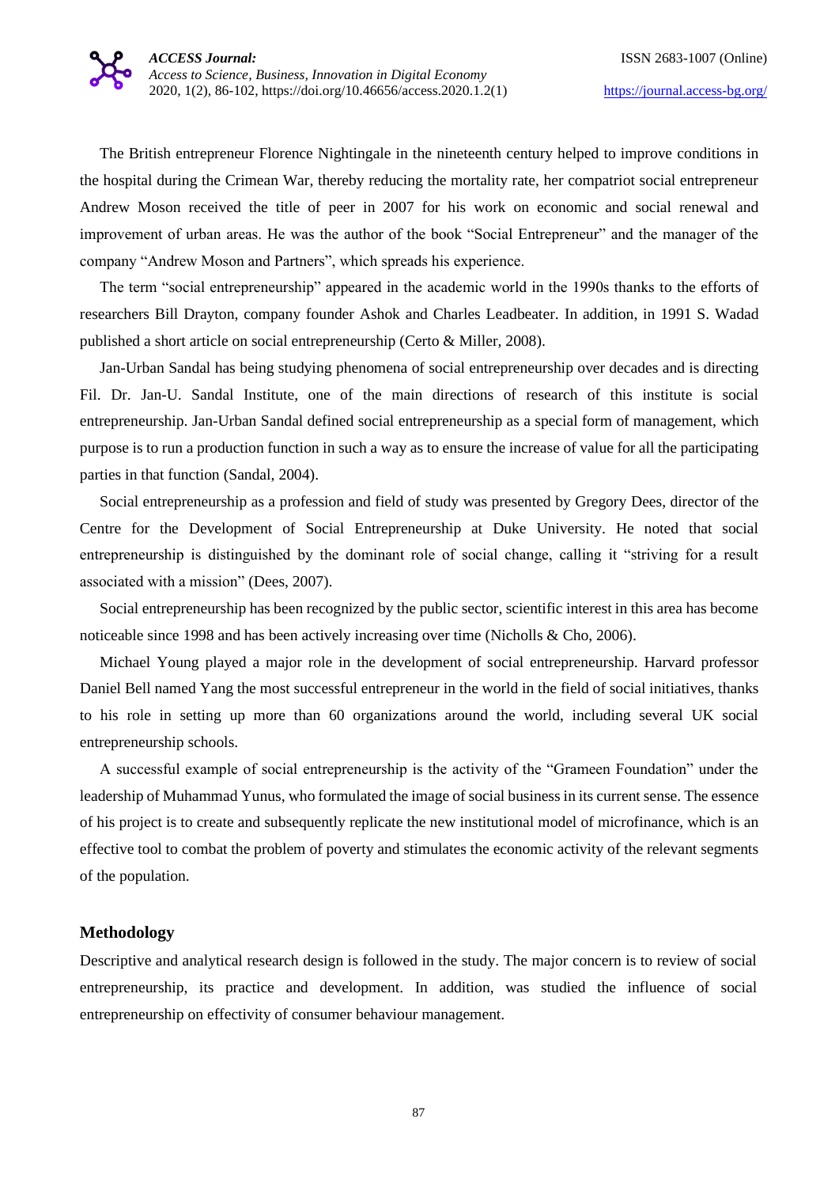The British entrepreneur Florence Nightingale in the nineteenth century helped to improve conditions in the hospital during the Crimean War, thereby reducing the mortality rate, her compatriot social entrepreneur Andrew Moson received the title of peer in 2007 for his work on economic and social renewal and improvement of urban areas. He was the author of the book “Social Entrepreneur” and the manager of the company “Andrew Moson and Partners”, which spreads his experience.

The term “social entrepreneurship” appeared in the academic world in the 1990s thanks to the efforts of researchers Bill Drayton, company founder Ashok and Charles Leadbeater. In addition, in 1991 S. Wadad published a short article on social entrepreneurship (Certo & Miller, 2008).

Jan-Urban Sandal has being studying phenomena of social entrepreneurship over decades and is directing Fil. Dr. Jan-U. Sandal Institute, one of the main directions of research of this institute is social entrepreneurship. Jan-Urban Sandal defined social entrepreneurship as a special form of management, which purpose is to run a production function in such a way as to ensure the increase of value for all the participating parties in that function (Sandal, 2004).

Social entrepreneurship as a profession and field of study was presented by Gregory Dees, director of the Centre for the Development of Social Entrepreneurship at Duke University. He noted that social entrepreneurship is distinguished by the dominant role of social change, calling it “striving for a result associated with a mission” (Dees, 2007).

Social entrepreneurship has been recognized by the public sector, scientific interest in this area has become noticeable since 1998 and has been actively increasing over time (Nicholls & Cho, 2006).

Michael Young played a major role in the development of social entrepreneurship. Harvard professor Daniel Bell named Yang the most successful entrepreneur in the world in the field of social initiatives, thanks to his role in setting up more than 60 organizations around the world, including several UK social entrepreneurship schools.

A successful example of social entrepreneurship is the activity of the “Grameen Foundation” under the leadership of Muhammad Yunus, who formulated the image of social business in its current sense. The essence of his project is to create and subsequently replicate the new institutional model of microfinance, which is an effective tool to combat the problem of poverty and stimulates the economic activity of the relevant segments of the population.

## Methodology

Descriptive and analytical research design is followed in the study. The major concern is to review of social entrepreneurship, its practice and development. In addition, was studied the influence of social entrepreneurship on effectivity of consumer behaviour management.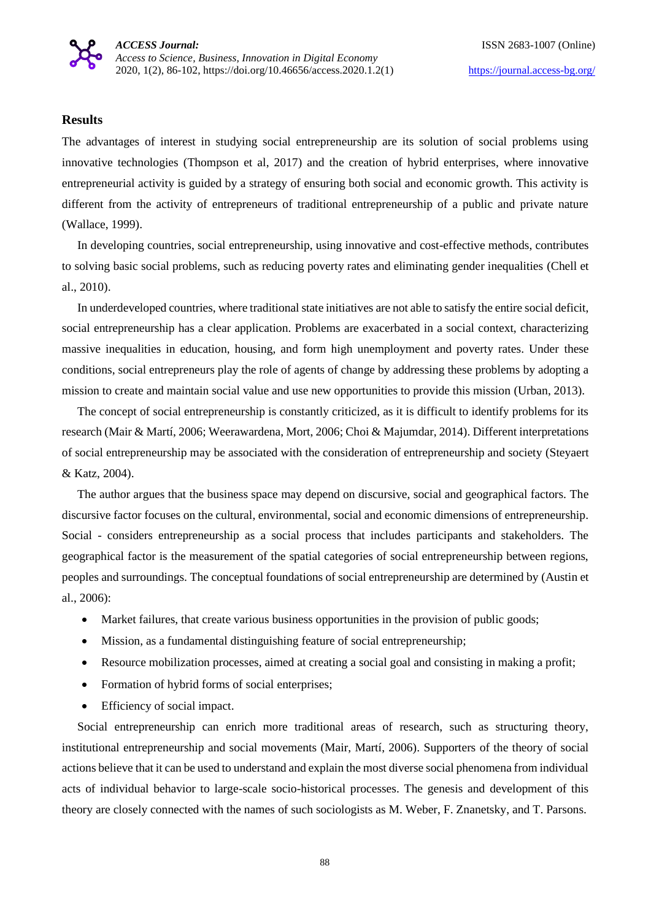## Results

The advantages of interest in studying social entrepreneurship are its solution of social problems using innovative technologies (Thompson et al, 2017) and the creation of hybrid enterprises, where innovative entrepreneurial activity is guided by a strategy of ensuring both social and economic growth. This activity is different from the activity of entrepreneurs of traditional entrepreneurship of a public and private nature (Wallace, 1999).

In developing countries, social entrepreneurship, using innovative and cost-effective methods, contributes to solving basic social problems, such as reducing poverty rates and eliminating gender inequalities (Chell et al., 2010).

In underdeveloped countries, where traditional state initiatives are not able to satisfy the entire social deficit, social entrepreneurship has a clear application. Problems are exacerbated in a social context, characterizing massive inequalities in education, housing, and form high unemployment and poverty rates. Under these conditions, social entrepreneurs play the role of agents of change by addressing these problems by adopting a mission to create and maintain social value and use new opportunities to provide this mission (Urban, 2013).

The concept of social entrepreneurship is constantly criticized, as it is difficult to identify problems for its research (Mair & Martí, 2006; Weerawardena, Mort, 2006; Choi & Majumdar, 2014). Different interpretations of social entrepreneurship may be associated with the consideration of entrepreneurship and society (Steyaert & Katz, 2004).

The author argues that the business space may depend on discursive, social and geographical factors. The discursive factor focuses on the cultural, environmental, social and economic dimensions of entrepreneurship. Social - considers entrepreneurship as a social process that includes participants and stakeholders. The geographical factor is the measurement of the spatial categories of social entrepreneurship between regions, peoples and surroundings. The conceptual foundations of social entrepreneurship are determined by (Austin et al., 2006):

- Market failures, that create various business opportunities in the provision of public goods;
- Mission, as a fundamental distinguishing feature of social entrepreneurship;
- Resource mobilization processes, aimed at creating a social goal and consisting in making a profit;
- Formation of hybrid forms of social enterprises;
- Efficiency of social impact.

Social entrepreneurship can enrich more traditional areas of research, such as structuring theory, institutional entrepreneurship and social movements (Mair, Martí, 2006). Supporters of the theory of social actions believe that it can be used to understand and explain the most diverse social phenomena from individual acts of individual behavior to large-scale socio-historical processes. The genesis and development of this theory are closely connected with the names of such sociologists as M. Weber, F. Znanetsky, and T. Parsons.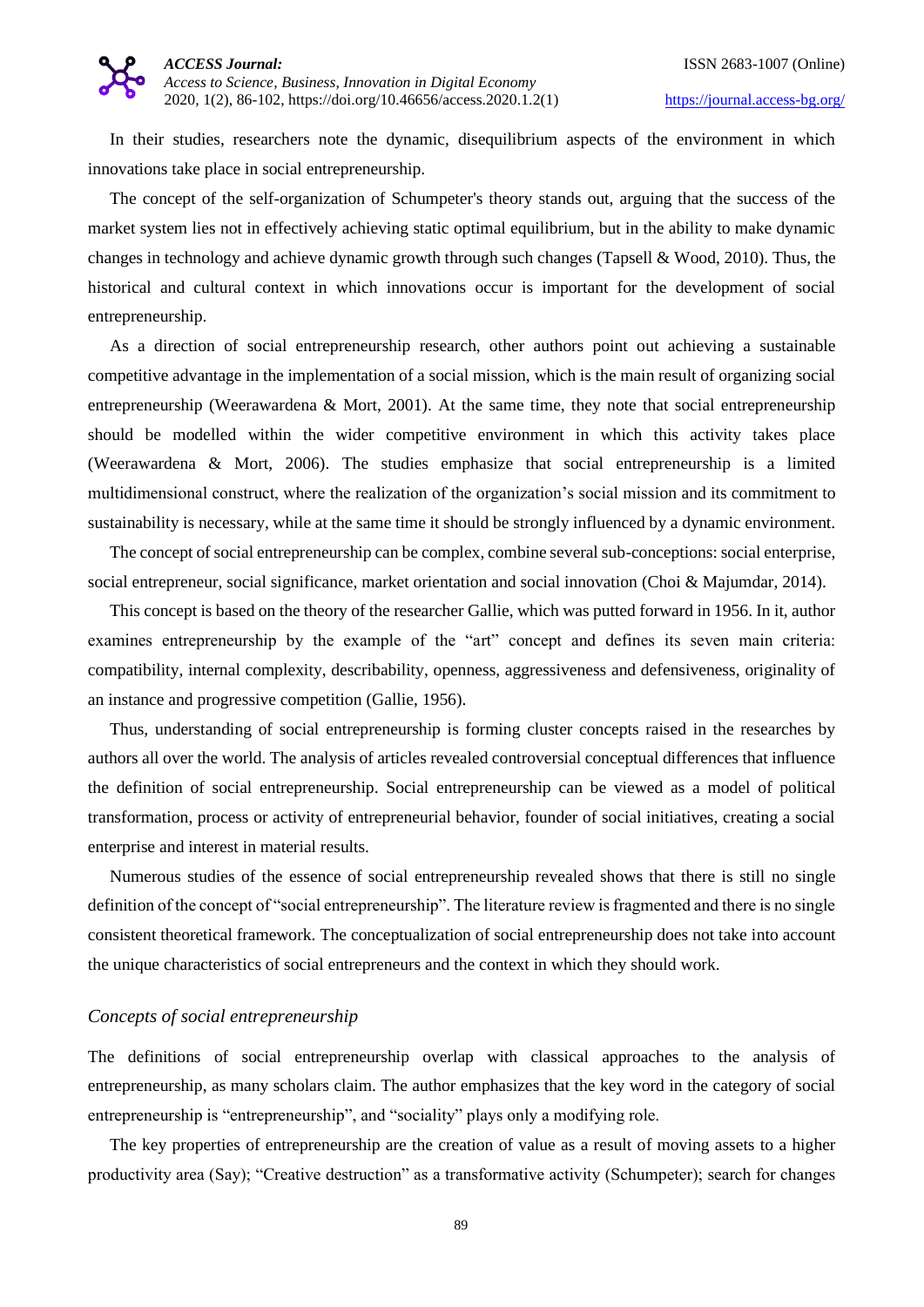In their studies, researchers note the dynamic, disequilibrium aspects of the environment in which innovations take place in social entrepreneurship.

The concept of the self-organization of Schumpeter's theory stands out, arguing that the success of the market system lies not in effectively achieving static optimal equilibrium, but in the ability to make dynamic changes in technology and achieve dynamic growth through such changes (Tapsell & Wood, 2010). Thus, the historical and cultural context in which innovations occur is important for the development of social entrepreneurship.

As a direction of social entrepreneurship research, other authors point out achieving a sustainable competitive advantage in the implementation of a social mission, which is the main result of organizing social entrepreneurship (Weerawardena & Mort, 2001). At the same time, they note that social entrepreneurship should be modelled within the wider competitive environment in which this activity takes place (Weerawardena & Mort, 2006). The studies emphasize that social entrepreneurship is a limited multidimensional construct, where the realization of the organization's social mission and its commitment to sustainability is necessary, while at the same time it should be strongly influenced by a dynamic environment.

The concept of social entrepreneurship can be complex, combine several sub-conceptions: social enterprise, social entrepreneur, social significance, market orientation and social innovation (Choi & Majumdar, 2014).

This concept is based on the theory of the researcher Gallie, which was putted forward in 1956. In it, author examines entrepreneurship by the example of the "art" concept and defines its seven main criteria: compatibility, internal complexity, describability, openness, aggressiveness and defensiveness, originality of an instance and progressive competition (Gallie, 1956).

Thus, understanding of social entrepreneurship is forming cluster concepts raised in the researches by authors all over the world. The analysis of articles revealed controversial conceptual differences that influence the definition of social entrepreneurship. Social entrepreneurship can be viewed as a model of political transformation, process or activity of entrepreneurial behavior, founder of social initiatives, creating a social enterprise and interest in material results.

Numerous studies of the essence of social entrepreneurship revealed shows that there is still no single definition of the concept of "social entrepreneurship". The literature review is fragmented and there is no single consistent theoretical framework. The conceptualization of social entrepreneurship does not take into account the unique characteristics of social entrepreneurs and the context in which they should work.

### *Concepts of social entrepreneurship*

The definitions of social entrepreneurship overlap with classical approaches to the analysis of entrepreneurship, as many scholars claim. The author emphasizes that the key word in the category of social entrepreneurship is "entrepreneurship", and "sociality" plays only a modifying role.

The key properties of entrepreneurship are the creation of value as a result of moving assets to a higher productivity area (Say); "Creative destruction" as a transformative activity (Schumpeter); search for changes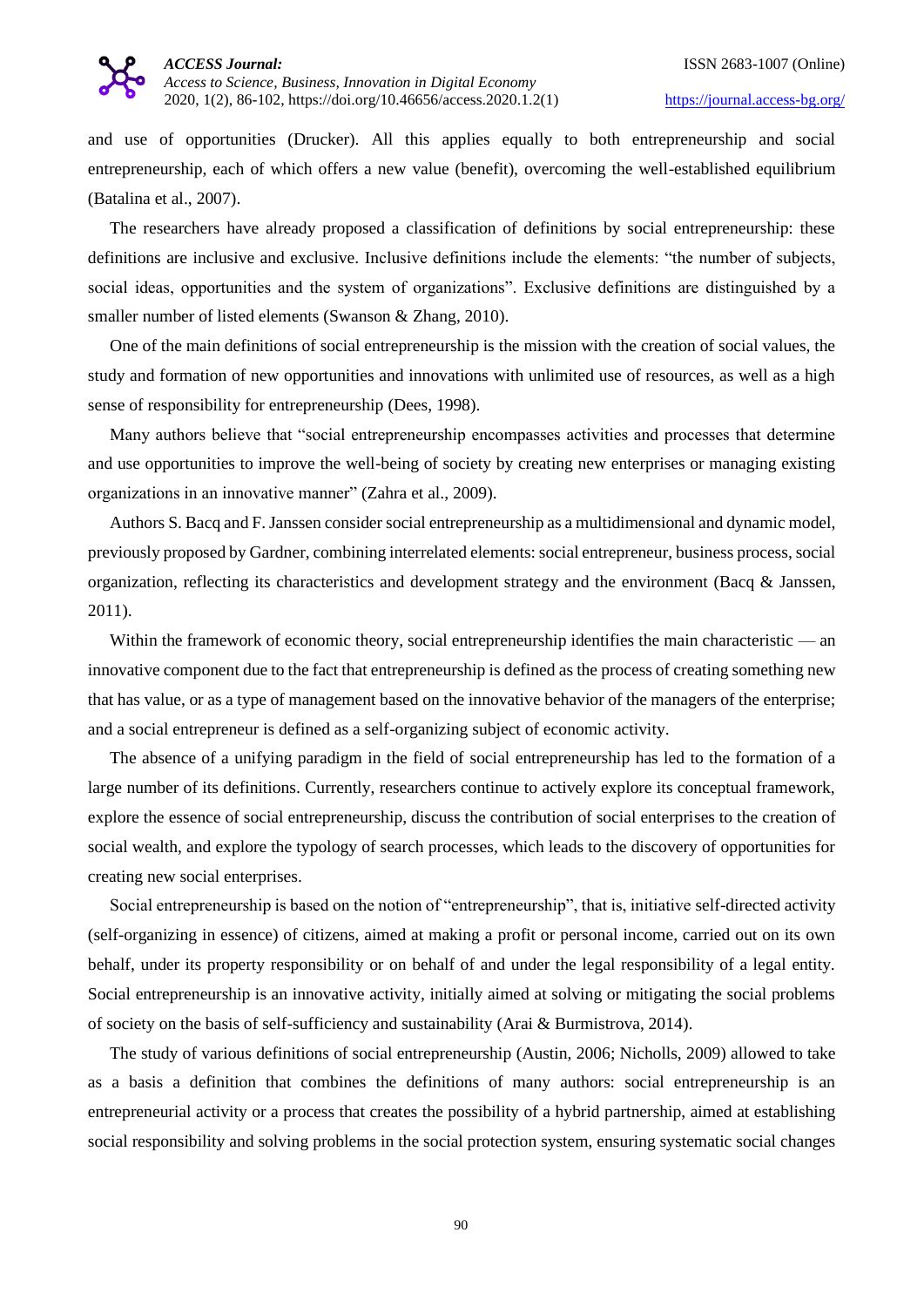and use of opportunities (Drucker). All this applies equally to both entrepreneurship and social entrepreneurship, each of which offers a new value (benefit), overcoming the well-established equilibrium (Batalina et al., 2007).

The researchers have already proposed a classification of definitions by social entrepreneurship: these definitions are inclusive and exclusive. Inclusive definitions include the elements: "the number of subjects, social ideas, opportunities and the system of organizations". Exclusive definitions are distinguished by a smaller number of listed elements (Swanson & Zhang, 2010).

One of the main definitions of social entrepreneurship is the mission with the creation of social values, the study and formation of new opportunities and innovations with unlimited use of resources, as well as a high sense of responsibility for entrepreneurship (Dees, 1998).

Many authors believe that "social entrepreneurship encompasses activities and processes that determine and use opportunities to improve the well-being of society by creating new enterprises or managing existing organizations in an innovative manner" (Zahra et al., 2009).

Authors S. Bacq and F. Janssen consider social entrepreneurship as a multidimensional and dynamic model, previously proposed by Gardner, combining interrelated elements: social entrepreneur, business process, social organization, reflecting its characteristics and development strategy and the environment (Bacq & Janssen, 2011).

Within the framework of economic theory, social entrepreneurship identifies the main characteristic — an innovative component due to the fact that entrepreneurship is defined as the process of creating something new that has value, or as a type of management based on the innovative behavior of the managers of the enterprise; and a social entrepreneur is defined as a self-organizing subject of economic activity.

The absence of a unifying paradigm in the field of social entrepreneurship has led to the formation of a large number of its definitions. Currently, researchers continue to actively explore its conceptual framework, explore the essence of social entrepreneurship, discuss the contribution of social enterprises to the creation of social wealth, and explore the typology of search processes, which leads to the discovery of opportunities for creating new social enterprises.

Social entrepreneurship is based on the notion of "entrepreneurship", that is, initiative self-directed activity (self-organizing in essence) of citizens, aimed at making a profit or personal income, carried out on its own behalf, under its property responsibility or on behalf of and under the legal responsibility of a legal entity. Social entrepreneurship is an innovative activity, initially aimed at solving or mitigating the social problems of society on the basis of self-sufficiency and sustainability (Arai & Burmistrova, 2014).

The study of various definitions of social entrepreneurship (Austin, 2006; Nicholls, 2009) allowed to take as a basis a definition that combines the definitions of many authors: social entrepreneurship is an entrepreneurial activity or a process that creates the possibility of a hybrid partnership, aimed at establishing social responsibility and solving problems in the social protection system, ensuring systematic social changes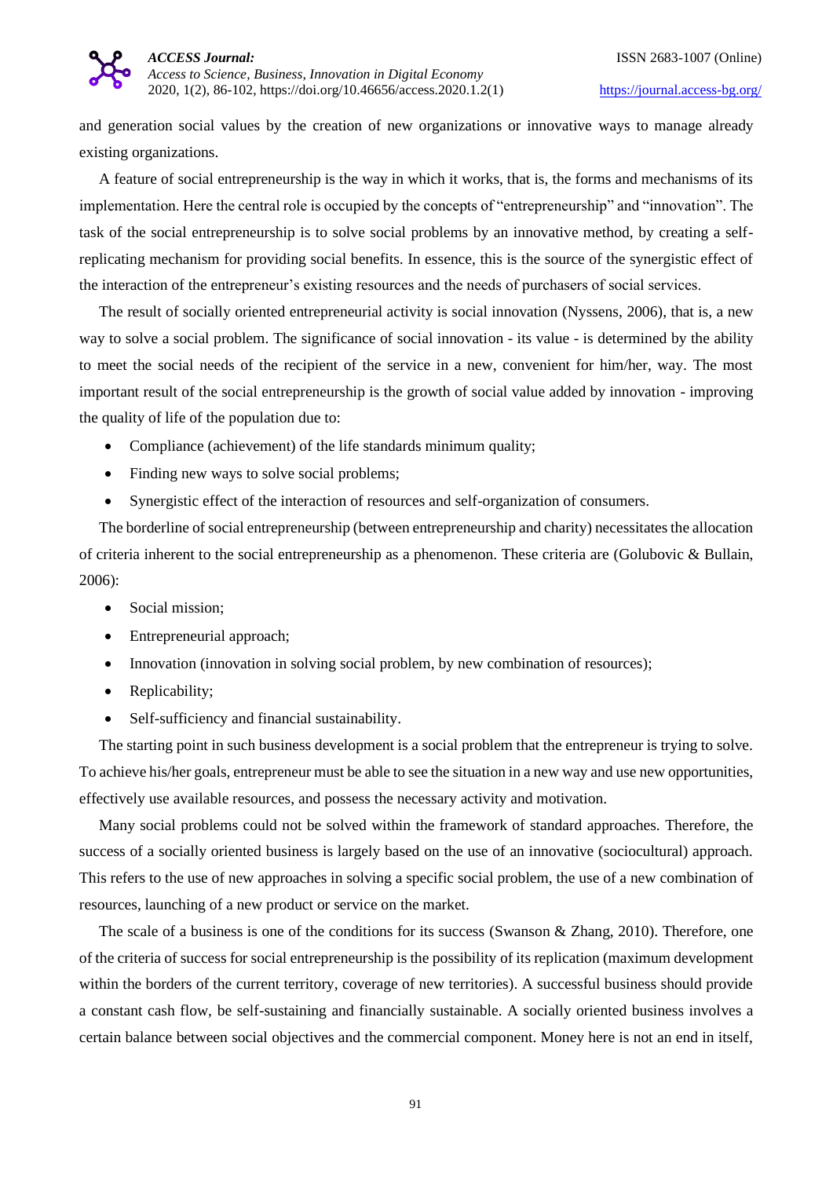and generation social values by the creation of new organizations or innovative ways to manage already existing organizations.

A feature of social entrepreneurship is the way in which it works, that is, the forms and mechanisms of its implementation. Here the central role is occupied by the concepts of "entrepreneurship" and "innovation". The task of the social entrepreneurship is to solve social problems by an innovative method, by creating a self-replicating mechanism for providing social benefits. In essence, this is the source of the synergistic effect of the interaction of the entrepreneur's existing resources and the needs of purchasers of social services.

The result of socially oriented entrepreneurial activity is social innovation (Nyssens, 2006), that is, a new way to solve a social problem. The significance of social innovation - its value - is determined by the ability to meet the social needs of the recipient of the service in a new, convenient for him/her, way. The most important result of the social entrepreneurship is the growth of social value added by innovation - improving the quality of life of the population due to:

- Compliance (achievement) of the life standards minimum quality;
- Finding new ways to solve social problems;
- Synergistic effect of the interaction of resources and self-organization of consumers.

The borderline of social entrepreneurship (between entrepreneurship and charity) necessitates the allocation of criteria inherent to the social entrepreneurship as a phenomenon. These criteria are (Golubovic & Bullain, 2006):

- Social mission;
- Entrepreneurial approach;
- Innovation (innovation in solving social problem, by new combination of resources);
- Replicability;
- Self-sufficiency and financial sustainability.

The starting point in such business development is a social problem that the entrepreneur is trying to solve. To achieve his/her goals, entrepreneur must be able to see the situation in a new way and use new opportunities, effectively use available resources, and possess the necessary activity and motivation.

Many social problems could not be solved within the framework of standard approaches. Therefore, the success of a socially oriented business is largely based on the use of an innovative (sociocultural) approach. This refers to the use of new approaches in solving a specific social problem, the use of a new combination of resources, launching of a new product or service on the market.

The scale of a business is one of the conditions for its success (Swanson & Zhang, 2010). Therefore, one of the criteria of success for social entrepreneurship is the possibility of its replication (maximum development within the borders of the current territory, coverage of new territories). A successful business should provide a constant cash flow, be self-sustaining and financially sustainable. A socially oriented business involves a certain balance between social objectives and the commercial component. Money here is not an end in itself,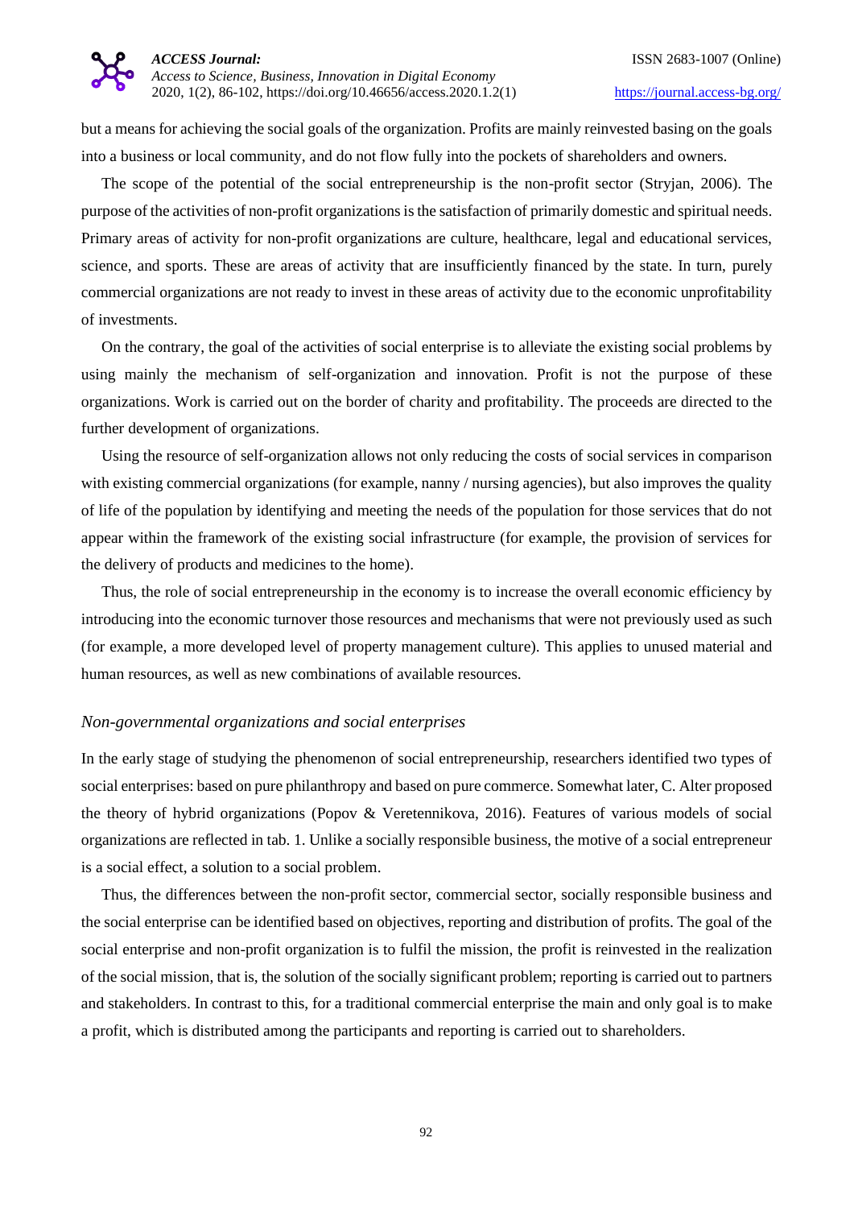but a means for achieving the social goals of the organization. Profits are mainly reinvested basing on the goals into a business or local community, and do not flow fully into the pockets of shareholders and owners.

The scope of the potential of the social entrepreneurship is the non-profit sector (Stryjan, 2006). The purpose of the activities of non-profit organizations is the satisfaction of primarily domestic and spiritual needs. Primary areas of activity for non-profit organizations are culture, healthcare, legal and educational services, science, and sports. These are areas of activity that are insufficiently financed by the state. In turn, purely commercial organizations are not ready to invest in these areas of activity due to the economic unprofitability of investments.

On the contrary, the goal of the activities of social enterprise is to alleviate the existing social problems by using mainly the mechanism of self-organization and innovation. Profit is not the purpose of these organizations. Work is carried out on the border of charity and profitability. The proceeds are directed to the further development of organizations.

Using the resource of self-organization allows not only reducing the costs of social services in comparison with existing commercial organizations (for example, nanny / nursing agencies), but also improves the quality of life of the population by identifying and meeting the needs of the population for those services that do not appear within the framework of the existing social infrastructure (for example, the provision of services for the delivery of products and medicines to the home).

Thus, the role of social entrepreneurship in the economy is to increase the overall economic efficiency by introducing into the economic turnover those resources and mechanisms that were not previously used as such (for example, a more developed level of property management culture). This applies to unused material and human resources, as well as new combinations of available resources.

### *Non-governmental organizations and social enterprises*

In the early stage of studying the phenomenon of social entrepreneurship, researchers identified two types of social enterprises: based on pure philanthropy and based on pure commerce. Somewhat later, C. Alter proposed the theory of hybrid organizations (Popov & Veretennikova, 2016). Features of various models of social organizations are reflected in tab. 1. Unlike a socially responsible business, the motive of a social entrepreneur is a social effect, a solution to a social problem.

Thus, the differences between the non-profit sector, commercial sector, socially responsible business and the social enterprise can be identified based on objectives, reporting and distribution of profits. The goal of the social enterprise and non-profit organization is to fulfil the mission, the profit is reinvested in the realization of the social mission, that is, the solution of the socially significant problem; reporting is carried out to partners and stakeholders. In contrast to this, for a traditional commercial enterprise the main and only goal is to make a profit, which is distributed among the participants and reporting is carried out to shareholders.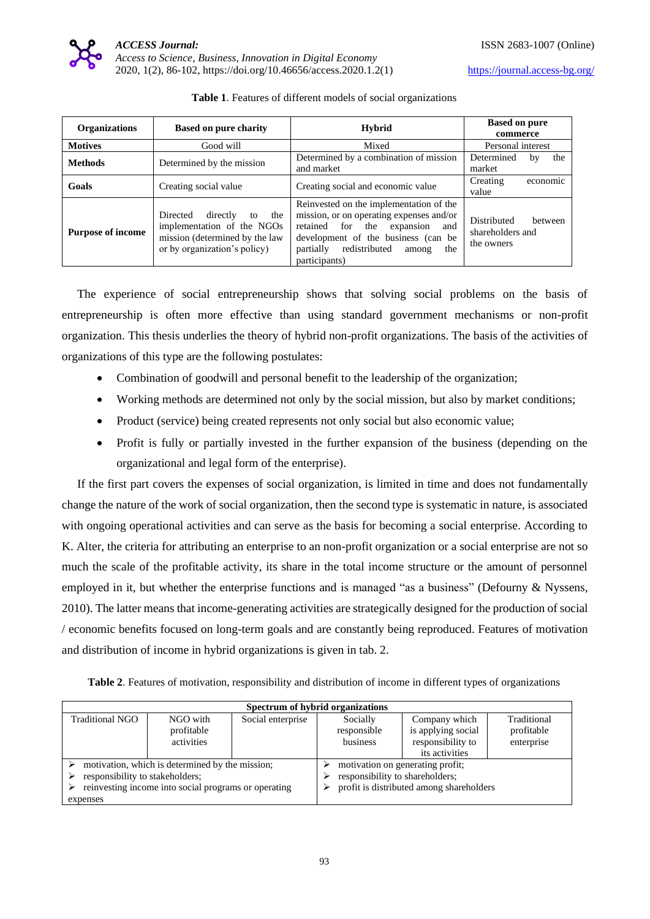**Table 1**. Features of different models of social organizations

| Organizations | Based on pure charity | Hybrid | Based on pure commerce |
|---|---|---|---|
| **Motives** | Good will | Mixed | Personal interest |
| **Methods** | Determined by the mission | Determined by a combination of mission and market | Determined by the market |
| **Goals** | Creating social value | Creating social and economic value | Creating economic value |
| **Purpose of income** | Directed directly to the implementation of the NGOs mission (determined by the law or by organization's policy) | Reinvested on the implementation of the mission, or on operating expenses and/or retained for the expansion and development of the business (can be partially redistributed among the participants) | Distributed between shareholders and the owners |

The experience of social entrepreneurship shows that solving social problems on the basis of entrepreneurship is often more effective than using standard government mechanisms or non-profit organization. This thesis underlies the theory of hybrid non-profit organizations. The basis of the activities of organizations of this type are the following postulates:

- Combination of goodwill and personal benefit to the leadership of the organization;
- Working methods are determined not only by the social mission, but also by market conditions;
- Product (service) being created represents not only social but also economic value;
- Profit is fully or partially invested in the further expansion of the business (depending on the organizational and legal form of the enterprise).

If the first part covers the expenses of social organization, is limited in time and does not fundamentally change the nature of the work of social organization, then the second type is systematic in nature, is associated with ongoing operational activities and can serve as the basis for becoming a social enterprise. According to K. Alter, the criteria for attributing an enterprise to an non-profit organization or a social enterprise are not so much the scale of the profitable activity, its share in the total income structure or the amount of personnel employed in it, but whether the enterprise functions and is managed "as a business" (Defourny & Nyssens, 2010). The latter means that income-generating activities are strategically designed for the production of social / economic benefits focused on long-term goals and are constantly being reproduced. Features of motivation and distribution of income in hybrid organizations is given in tab. 2.

**Table 2**. Features of motivation, responsibility and distribution of income in different types of organizations

| **Spectrum of hybrid organizations** | | | | | |
|---|---|---|---|---|---|
| Traditional NGO | NGO with profitable activities | Social enterprise | Socially responsible business | Company which is applying social responsibility to its activities | Traditional profitable enterprise |
| ➢ motivation, which is determined by the mission;<br>➢ responsibility to stakeholders;<br>➢ reinvesting income into social programs or operating expenses | | | ➢ motivation on generating profit;<br>➢ responsibility to shareholders;<br>➢ profit is distributed among shareholders | | |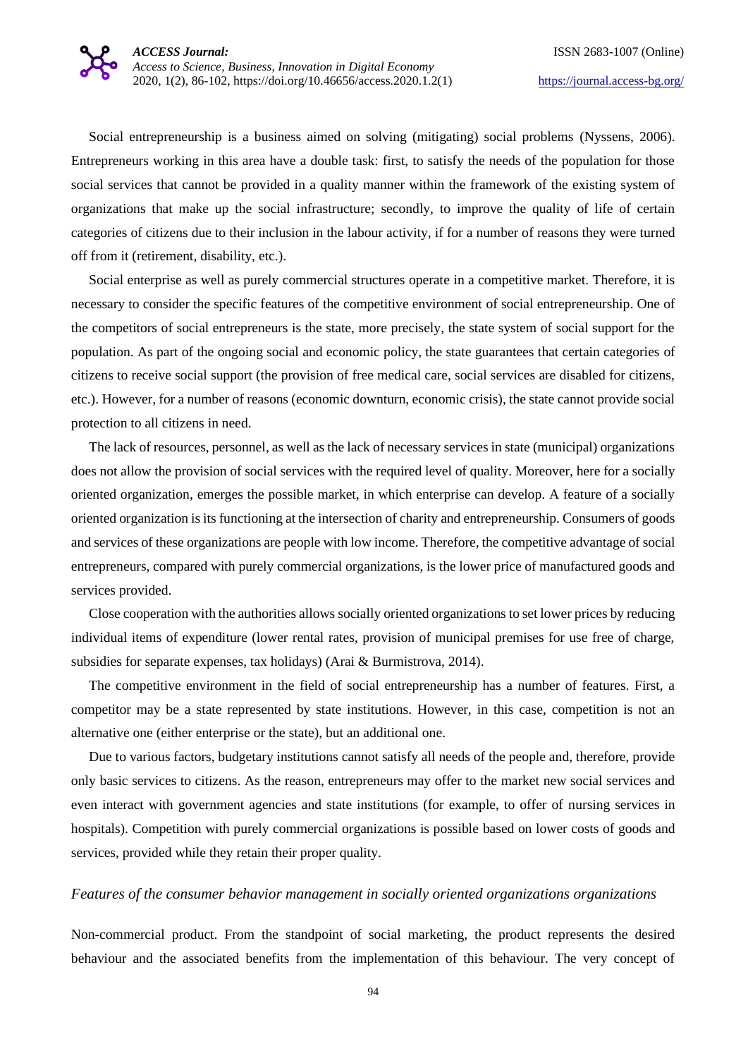Social entrepreneurship is a business aimed on solving (mitigating) social problems (Nyssens, 2006). Entrepreneurs working in this area have a double task: first, to satisfy the needs of the population for those social services that cannot be provided in a quality manner within the framework of the existing system of organizations that make up the social infrastructure; secondly, to improve the quality of life of certain categories of citizens due to their inclusion in the labour activity, if for a number of reasons they were turned off from it (retirement, disability, etc.).

Social enterprise as well as purely commercial structures operate in a competitive market. Therefore, it is necessary to consider the specific features of the competitive environment of social entrepreneurship. One of the competitors of social entrepreneurs is the state, more precisely, the state system of social support for the population. As part of the ongoing social and economic policy, the state guarantees that certain categories of citizens to receive social support (the provision of free medical care, social services are disabled for citizens, etc.). However, for a number of reasons (economic downturn, economic crisis), the state cannot provide social protection to all citizens in need.

The lack of resources, personnel, as well as the lack of necessary services in state (municipal) organizations does not allow the provision of social services with the required level of quality. Moreover, here for a socially oriented organization, emerges the possible market, in which enterprise can develop. A feature of a socially oriented organization is its functioning at the intersection of charity and entrepreneurship. Consumers of goods and services of these organizations are people with low income. Therefore, the competitive advantage of social entrepreneurs, compared with purely commercial organizations, is the lower price of manufactured goods and services provided.

Close cooperation with the authorities allows socially oriented organizations to set lower prices by reducing individual items of expenditure (lower rental rates, provision of municipal premises for use free of charge, subsidies for separate expenses, tax holidays) (Arai & Burmistrova, 2014).

The competitive environment in the field of social entrepreneurship has a number of features. First, a competitor may be a state represented by state institutions. However, in this case, competition is not an alternative one (either enterprise or the state), but an additional one.

Due to various factors, budgetary institutions cannot satisfy all needs of the people and, therefore, provide only basic services to citizens. As the reason, entrepreneurs may offer to the market new social services and even interact with government agencies and state institutions (for example, to offer of nursing services in hospitals). Competition with purely commercial organizations is possible based on lower costs of goods and services, provided while they retain their proper quality.

*Features of the consumer behavior management in socially oriented organizations organizations*

Non-commercial product. From the standpoint of social marketing, the product represents the desired behaviour and the associated benefits from the implementation of this behaviour. The very concept of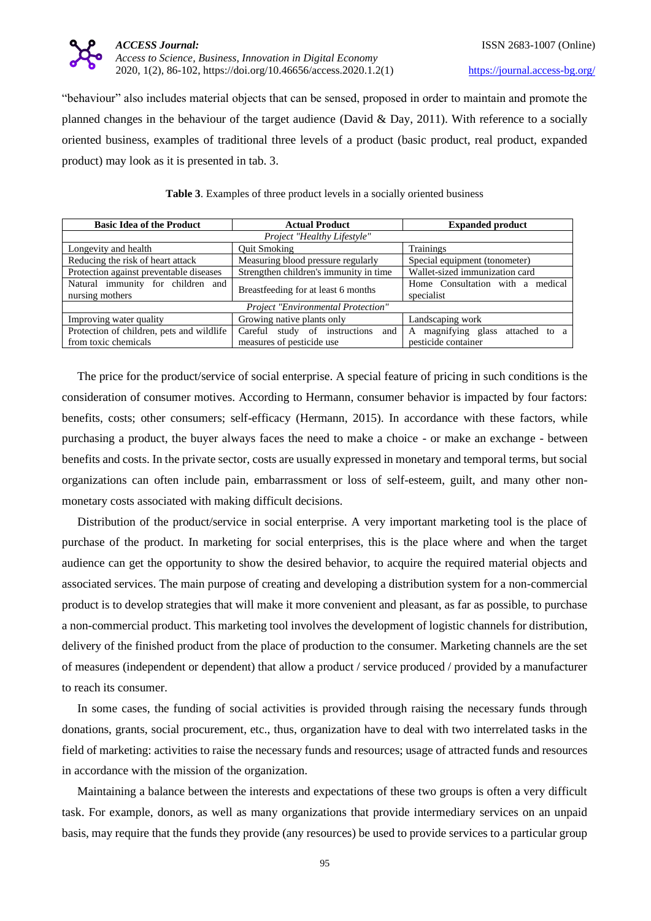"behaviour" also includes material objects that can be sensed, proposed in order to maintain and promote the planned changes in the behaviour of the target audience (David & Day, 2011). With reference to a socially oriented business, examples of traditional three levels of a product (basic product, real product, expanded product) may look as it is presented in tab. 3.

**Table 3**. Examples of three product levels in a socially oriented business

| Basic Idea of the Product | Actual Product | Expanded product |
|---|---|---|
| *Project "Healthy Lifestyle"* | | |
| Longevity and health | Quit Smoking | Trainings |
| Reducing the risk of heart attack | Measuring blood pressure regularly | Special equipment (tonometer) |
| Protection against preventable diseases | Strengthen children's immunity in time | Wallet-sized immunization card |
| Natural immunity for children and nursing mothers | Breastfeeding for at least 6 months | Home Consultation with a medical specialist |
| *Project "Environmental Protection"* | | |
| Improving water quality | Growing native plants only | Landscaping work |
| Protection of children, pets and wildlife from toxic chemicals | Careful study of instructions and measures of pesticide use | A magnifying glass attached to a pesticide container |

The price for the product/service of social enterprise. A special feature of pricing in such conditions is the consideration of consumer motives. According to Hermann, consumer behavior is impacted by four factors: benefits, costs; other consumers; self-efficacy (Hermann, 2015). In accordance with these factors, while purchasing a product, the buyer always faces the need to make a choice - or make an exchange - between benefits and costs. In the private sector, costs are usually expressed in monetary and temporal terms, but social organizations can often include pain, embarrassment or loss of self-esteem, guilt, and many other non-monetary costs associated with making difficult decisions.

Distribution of the product/service in social enterprise. A very important marketing tool is the place of purchase of the product. In marketing for social enterprises, this is the place where and when the target audience can get the opportunity to show the desired behavior, to acquire the required material objects and associated services. The main purpose of creating and developing a distribution system for a non-commercial product is to develop strategies that will make it more convenient and pleasant, as far as possible, to purchase a non-commercial product. This marketing tool involves the development of logistic channels for distribution, delivery of the finished product from the place of production to the consumer. Marketing channels are the set of measures (independent or dependent) that allow a product / service produced / provided by a manufacturer to reach its consumer.

In some cases, the funding of social activities is provided through raising the necessary funds through donations, grants, social procurement, etc., thus, organization have to deal with two interrelated tasks in the field of marketing: activities to raise the necessary funds and resources; usage of attracted funds and resources in accordance with the mission of the organization.

Maintaining a balance between the interests and expectations of these two groups is often a very difficult task. For example, donors, as well as many organizations that provide intermediary services on an unpaid basis, may require that the funds they provide (any resources) be used to provide services to a particular group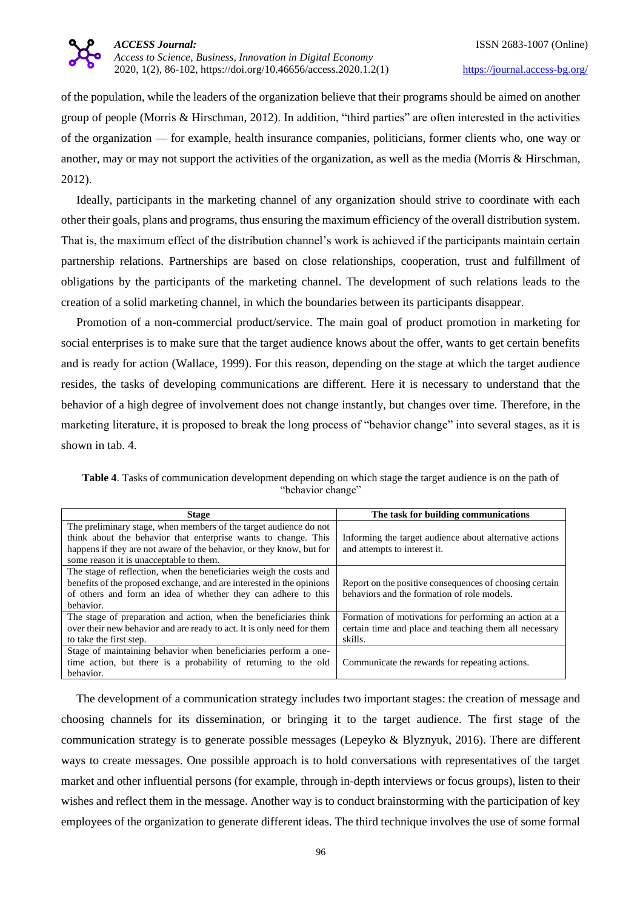of the population, while the leaders of the organization believe that their programs should be aimed on another group of people (Morris & Hirschman, 2012). In addition, "third parties" are often interested in the activities of the organization — for example, health insurance companies, politicians, former clients who, one way or another, may or may not support the activities of the organization, as well as the media (Morris & Hirschman, 2012).

Ideally, participants in the marketing channel of any organization should strive to coordinate with each other their goals, plans and programs, thus ensuring the maximum efficiency of the overall distribution system. That is, the maximum effect of the distribution channel's work is achieved if the participants maintain certain partnership relations. Partnerships are based on close relationships, cooperation, trust and fulfillment of obligations by the participants of the marketing channel. The development of such relations leads to the creation of a solid marketing channel, in which the boundaries between its participants disappear.

Promotion of a non-commercial product/service. The main goal of product promotion in marketing for social enterprises is to make sure that the target audience knows about the offer, wants to get certain benefits and is ready for action (Wallace, 1999). For this reason, depending on the stage at which the target audience resides, the tasks of developing communications are different. Here it is necessary to understand that the behavior of a high degree of involvement does not change instantly, but changes over time. Therefore, in the marketing literature, it is proposed to break the long process of "behavior change" into several stages, as it is shown in tab. 4.

**Table 4**. Tasks of communication development depending on which stage the target audience is on the path of "behavior change"

| Stage | The task for building communications |
|---|---|
| The preliminary stage, when members of the target audience do not think about the behavior that enterprise wants to change. This happens if they are not aware of the behavior, or they know, but for some reason it is unacceptable to them. | Informing the target audience about alternative actions and attempts to interest it. |
| The stage of reflection, when the beneficiaries weigh the costs and benefits of the proposed exchange, and are interested in the opinions of others and form an idea of whether they can adhere to this behavior. | Report on the positive consequences of choosing certain behaviors and the formation of role models. |
| The stage of preparation and action, when the beneficiaries think over their new behavior and are ready to act. It is only need for them to take the first step. | Formation of motivations for performing an action at a certain time and place and teaching them all necessary skills. |
| Stage of maintaining behavior when beneficiaries perform a one-time action, but there is a probability of returning to the old behavior. | Communicate the rewards for repeating actions. |

The development of a communication strategy includes two important stages: the creation of message and choosing channels for its dissemination, or bringing it to the target audience. The first stage of the communication strategy is to generate possible messages (Lepeyko & Blyznyuk, 2016). There are different ways to create messages. One possible approach is to hold conversations with representatives of the target market and other influential persons (for example, through in-depth interviews or focus groups), listen to their wishes and reflect them in the message. Another way is to conduct brainstorming with the participation of key employees of the organization to generate different ideas. The third technique involves the use of some formal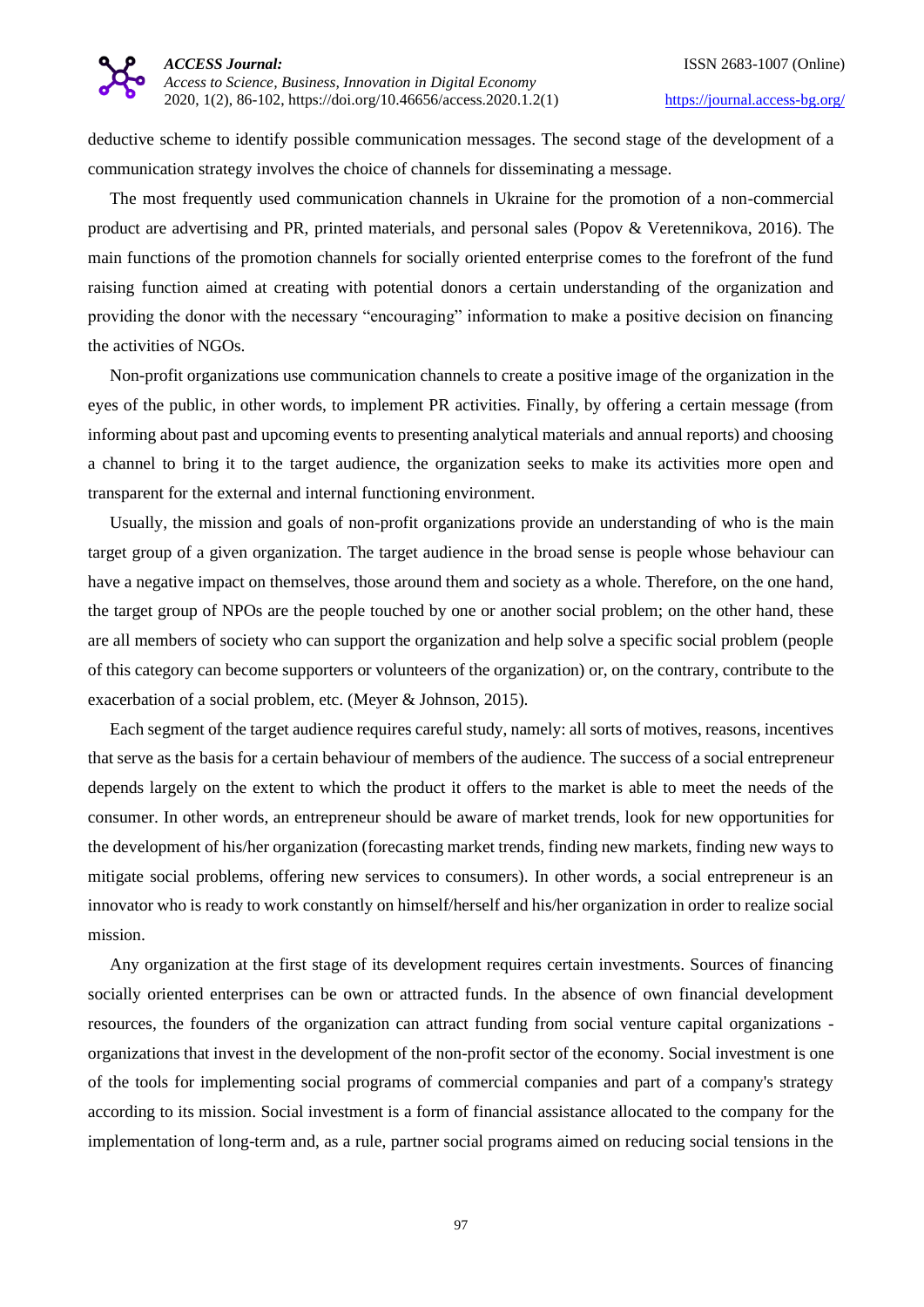deductive scheme to identify possible communication messages. The second stage of the development of a communication strategy involves the choice of channels for disseminating a message.

The most frequently used communication channels in Ukraine for the promotion of a non-commercial product are advertising and PR, printed materials, and personal sales (Popov & Veretennikova, 2016). The main functions of the promotion channels for socially oriented enterprise comes to the forefront of the fund raising function aimed at creating with potential donors a certain understanding of the organization and providing the donor with the necessary "encouraging" information to make a positive decision on financing the activities of NGOs.

Non-profit organizations use communication channels to create a positive image of the organization in the eyes of the public, in other words, to implement PR activities. Finally, by offering a certain message (from informing about past and upcoming events to presenting analytical materials and annual reports) and choosing a channel to bring it to the target audience, the organization seeks to make its activities more open and transparent for the external and internal functioning environment.

Usually, the mission and goals of non-profit organizations provide an understanding of who is the main target group of a given organization. The target audience in the broad sense is people whose behaviour can have a negative impact on themselves, those around them and society as a whole. Therefore, on the one hand, the target group of NPOs are the people touched by one or another social problem; on the other hand, these are all members of society who can support the organization and help solve a specific social problem (people of this category can become supporters or volunteers of the organization) or, on the contrary, contribute to the exacerbation of a social problem, etc. (Meyer & Johnson, 2015).

Each segment of the target audience requires careful study, namely: all sorts of motives, reasons, incentives that serve as the basis for a certain behaviour of members of the audience. The success of a social entrepreneur depends largely on the extent to which the product it offers to the market is able to meet the needs of the consumer. In other words, an entrepreneur should be aware of market trends, look for new opportunities for the development of his/her organization (forecasting market trends, finding new markets, finding new ways to mitigate social problems, offering new services to consumers). In other words, a social entrepreneur is an innovator who is ready to work constantly on himself/herself and his/her organization in order to realize social mission.

Any organization at the first stage of its development requires certain investments. Sources of financing socially oriented enterprises can be own or attracted funds. In the absence of own financial development resources, the founders of the organization can attract funding from social venture capital organizations - organizations that invest in the development of the non-profit sector of the economy. Social investment is one of the tools for implementing social programs of commercial companies and part of a company's strategy according to its mission. Social investment is a form of financial assistance allocated to the company for the implementation of long-term and, as a rule, partner social programs aimed on reducing social tensions in the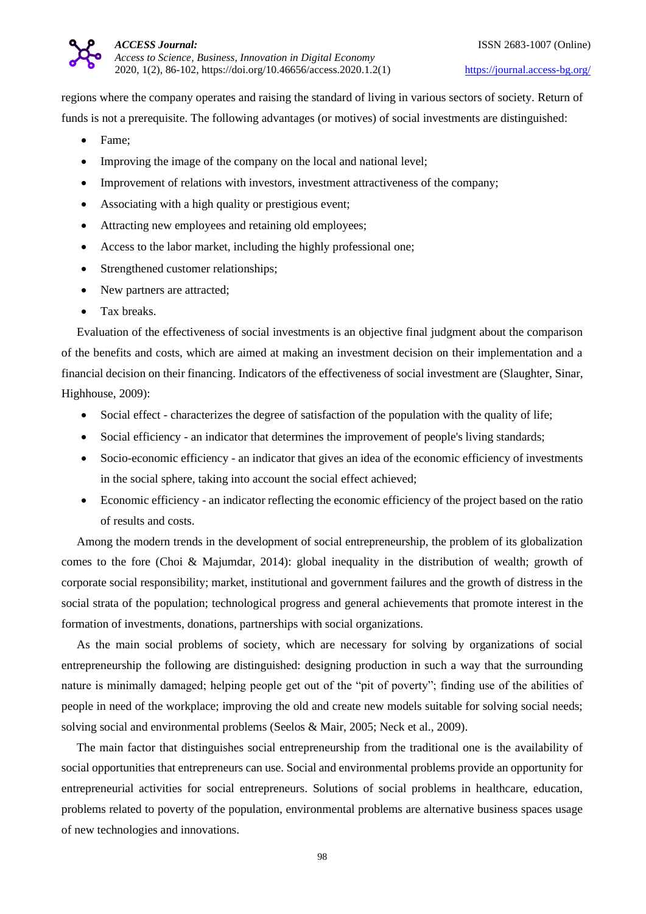regions where the company operates and raising the standard of living in various sectors of society. Return of funds is not a prerequisite. The following advantages (or motives) of social investments are distinguished:

- Fame;
- Improving the image of the company on the local and national level;
- Improvement of relations with investors, investment attractiveness of the company;
- Associating with a high quality or prestigious event;
- Attracting new employees and retaining old employees;
- Access to the labor market, including the highly professional one;
- Strengthened customer relationships;
- New partners are attracted;
- Tax breaks.

Evaluation of the effectiveness of social investments is an objective final judgment about the comparison of the benefits and costs, which are aimed at making an investment decision on their implementation and a financial decision on their financing. Indicators of the effectiveness of social investment are (Slaughter, Sinar, Highhouse, 2009):

- Social effect - characterizes the degree of satisfaction of the population with the quality of life;
- Social efficiency - an indicator that determines the improvement of people's living standards;
- Socio-economic efficiency - an indicator that gives an idea of the economic efficiency of investments in the social sphere, taking into account the social effect achieved;
- Economic efficiency - an indicator reflecting the economic efficiency of the project based on the ratio of results and costs.

Among the modern trends in the development of social entrepreneurship, the problem of its globalization comes to the fore (Choi & Majumdar, 2014): global inequality in the distribution of wealth; growth of corporate social responsibility; market, institutional and government failures and the growth of distress in the social strata of the population; technological progress and general achievements that promote interest in the formation of investments, donations, partnerships with social organizations.

As the main social problems of society, which are necessary for solving by organizations of social entrepreneurship the following are distinguished: designing production in such a way that the surrounding nature is minimally damaged; helping people get out of the "pit of poverty"; finding use of the abilities of people in need of the workplace; improving the old and create new models suitable for solving social needs; solving social and environmental problems (Seelos & Mair, 2005; Neck et al., 2009).

The main factor that distinguishes social entrepreneurship from the traditional one is the availability of social opportunities that entrepreneurs can use. Social and environmental problems provide an opportunity for entrepreneurial activities for social entrepreneurs. Solutions of social problems in healthcare, education, problems related to poverty of the population, environmental problems are alternative business spaces usage of new technologies and innovations.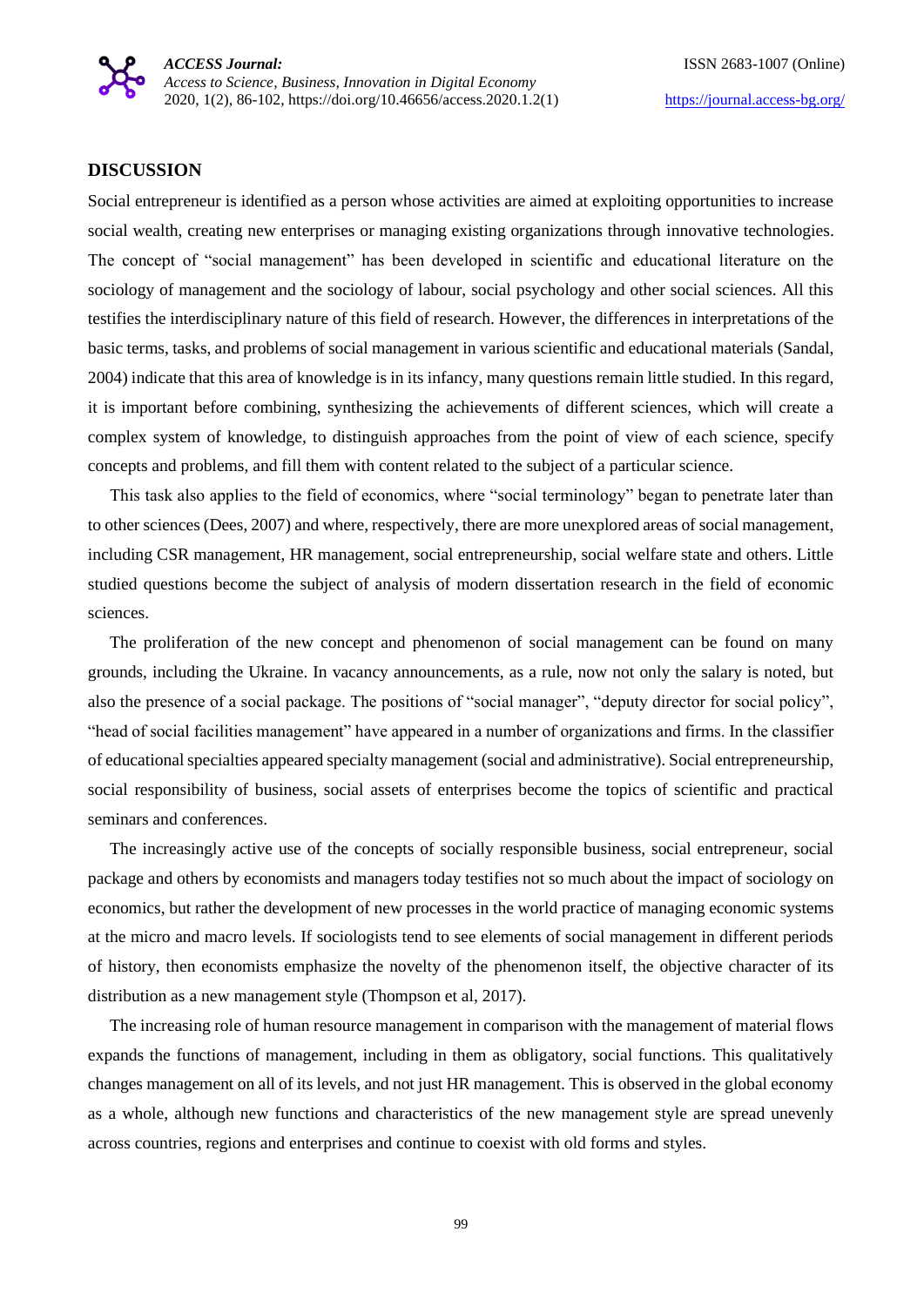## DISCUSSION

Social entrepreneur is identified as a person whose activities are aimed at exploiting opportunities to increase social wealth, creating new enterprises or managing existing organizations through innovative technologies. The concept of "social management" has been developed in scientific and educational literature on the sociology of management and the sociology of labour, social psychology and other social sciences. All this testifies the interdisciplinary nature of this field of research. However, the differences in interpretations of the basic terms, tasks, and problems of social management in various scientific and educational materials (Sandal, 2004) indicate that this area of knowledge is in its infancy, many questions remain little studied. In this regard, it is important before combining, synthesizing the achievements of different sciences, which will create a complex system of knowledge, to distinguish approaches from the point of view of each science, specify concepts and problems, and fill them with content related to the subject of a particular science.

This task also applies to the field of economics, where "social terminology" began to penetrate later than to other sciences (Dees, 2007) and where, respectively, there are more unexplored areas of social management, including CSR management, HR management, social entrepreneurship, social welfare state and others. Little studied questions become the subject of analysis of modern dissertation research in the field of economic sciences.

The proliferation of the new concept and phenomenon of social management can be found on many grounds, including the Ukraine. In vacancy announcements, as a rule, now not only the salary is noted, but also the presence of a social package. The positions of "social manager", "deputy director for social policy", "head of social facilities management" have appeared in a number of organizations and firms. In the classifier of educational specialties appeared specialty management (social and administrative). Social entrepreneurship, social responsibility of business, social assets of enterprises become the topics of scientific and practical seminars and conferences.

The increasingly active use of the concepts of socially responsible business, social entrepreneur, social package and others by economists and managers today testifies not so much about the impact of sociology on economics, but rather the development of new processes in the world practice of managing economic systems at the micro and macro levels. If sociologists tend to see elements of social management in different periods of history, then economists emphasize the novelty of the phenomenon itself, the objective character of its distribution as a new management style (Thompson et al, 2017).

The increasing role of human resource management in comparison with the management of material flows expands the functions of management, including in them as obligatory, social functions. This qualitatively changes management on all of its levels, and not just HR management. This is observed in the global economy as a whole, although new functions and characteristics of the new management style are spread unevenly across countries, regions and enterprises and continue to coexist with old forms and styles.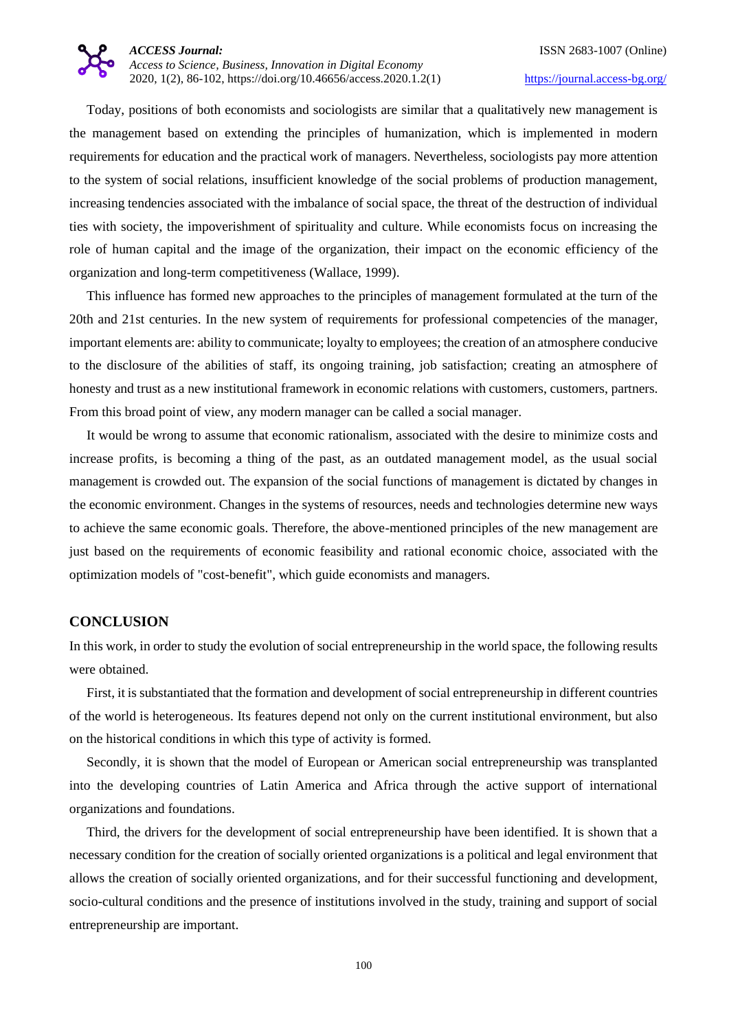Today, positions of both economists and sociologists are similar that a qualitatively new management is the management based on extending the principles of humanization, which is implemented in modern requirements for education and the practical work of managers. Nevertheless, sociologists pay more attention to the system of social relations, insufficient knowledge of the social problems of production management, increasing tendencies associated with the imbalance of social space, the threat of the destruction of individual ties with society, the impoverishment of spirituality and culture. While economists focus on increasing the role of human capital and the image of the organization, their impact on the economic efficiency of the organization and long-term competitiveness (Wallace, 1999).

This influence has formed new approaches to the principles of management formulated at the turn of the 20th and 21st centuries. In the new system of requirements for professional competencies of the manager, important elements are: ability to communicate; loyalty to employees; the creation of an atmosphere conducive to the disclosure of the abilities of staff, its ongoing training, job satisfaction; creating an atmosphere of honesty and trust as a new institutional framework in economic relations with customers, customers, partners. From this broad point of view, any modern manager can be called a social manager.

It would be wrong to assume that economic rationalism, associated with the desire to minimize costs and increase profits, is becoming a thing of the past, as an outdated management model, as the usual social management is crowded out. The expansion of the social functions of management is dictated by changes in the economic environment. Changes in the systems of resources, needs and technologies determine new ways to achieve the same economic goals. Therefore, the above-mentioned principles of the new management are just based on the requirements of economic feasibility and rational economic choice, associated with the optimization models of "cost-benefit", which guide economists and managers.

## CONCLUSION

In this work, in order to study the evolution of social entrepreneurship in the world space, the following results were obtained.

First, it is substantiated that the formation and development of social entrepreneurship in different countries of the world is heterogeneous. Its features depend not only on the current institutional environment, but also on the historical conditions in which this type of activity is formed.

Secondly, it is shown that the model of European or American social entrepreneurship was transplanted into the developing countries of Latin America and Africa through the active support of international organizations and foundations.

Third, the drivers for the development of social entrepreneurship have been identified. It is shown that a necessary condition for the creation of socially oriented organizations is a political and legal environment that allows the creation of socially oriented organizations, and for their successful functioning and development, socio-cultural conditions and the presence of institutions involved in the study, training and support of social entrepreneurship are important.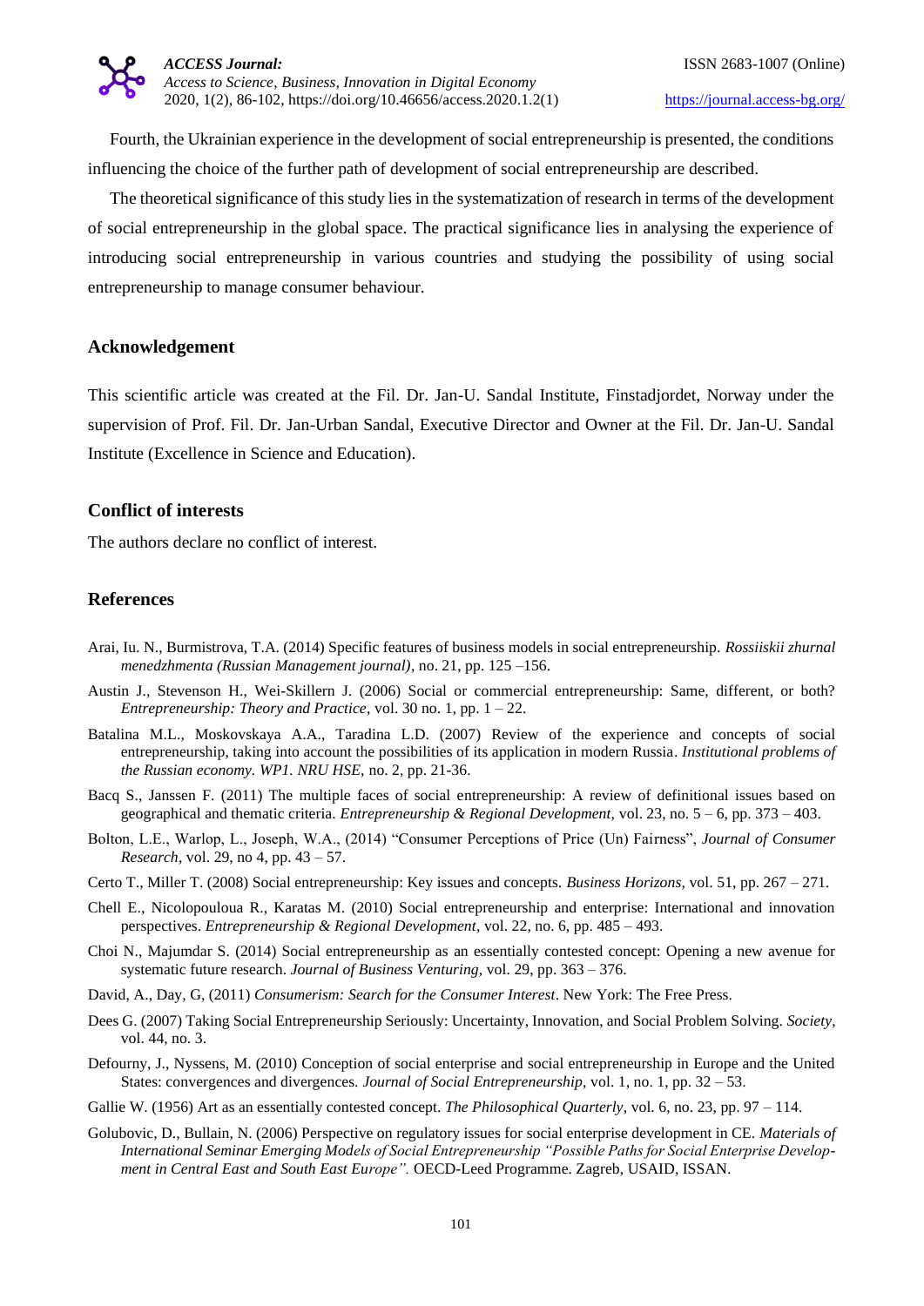Fourth, the Ukrainian experience in the development of social entrepreneurship is presented, the conditions influencing the choice of the further path of development of social entrepreneurship are described.

The theoretical significance of this study lies in the systematization of research in terms of the development of social entrepreneurship in the global space. The practical significance lies in analysing the experience of introducing social entrepreneurship in various countries and studying the possibility of using social entrepreneurship to manage consumer behaviour.

## Acknowledgement

This scientific article was created at the Fil. Dr. Jan-U. Sandal Institute, Finstadjordet, Norway under the supervision of Prof. Fil. Dr. Jan-Urban Sandal, Executive Director and Owner at the Fil. Dr. Jan-U. Sandal Institute (Excellence in Science and Education).

## Conflict of interests

The authors declare no conflict of interest.

## References

Arai, Iu. N., Burmistrova, T.A. (2014) Specific features of business models in social entrepreneurship. *Rossiiskii zhurnal menedzhmenta (Russian Management journal)*, no. 21, pp. 125 –156.

Austin J., Stevenson H., Wei-Skillern J. (2006) Social or commercial entrepreneurship: Same, different, or both? *Entrepreneurship: Theory and Practice*, vol. 30 no. 1, pp. 1 – 22.

Batalina M.L., Moskovskaya A.A., Taradina L.D. (2007) Review of the experience and concepts of social entrepreneurship, taking into account the possibilities of its application in modern Russia. *Institutional problems of the Russian economy. WP1. NRU HSE*, no. 2, pp. 21-36.

Bacq S., Janssen F. (2011) The multiple faces of social entrepreneurship: A review of definitional issues based on geographical and thematic criteria. *Entrepreneurship & Regional Development,* vol. 23, no. 5 – 6, pp. 373 – 403.

Bolton, L.E., Warlop, L., Joseph, W.A., (2014) "Consumer Perceptions of Price (Un) Fairness", *Journal of Consumer Research*, vol. 29, no 4, pp. 43 – 57.

Certo T., Miller T. (2008) Social entrepreneurship: Key issues and concepts. *Business Horizons*, vol. 51, pp. 267 – 271.

Chell E., Nicolopouloua R., Karatas M. (2010) Social entrepreneurship and enterprise: International and innovation perspectives. *Entrepreneurship & Regional Development*, vol. 22, no. 6, pp. 485 – 493.

Choi N., Majumdar S. (2014) Social entrepreneurship as an essentially contested concept: Opening a new avenue for systematic future research. *Journal of Business Venturing*, vol. 29, pp. 363 – 376.

David, A., Day, G, (2011) *Consumerism: Search for the Consumer Interest*. New York: The Free Press.

Dees G. (2007) Taking Social Entrepreneurship Seriously: Uncertainty, Innovation, and Social Problem Solving. *Society*, vol. 44, no. 3.

Defourny, J., Nyssens, M. (2010) Conception of social enterprise and social entrepreneurship in Europe and the United States: convergences and divergences. *Journal of Social Entrepreneurship,* vol. 1, no. 1, pp. 32 – 53.

Gallie W. (1956) Art as an essentially contested concept. *The Philosophical Quarterly*, vol. 6, no. 23, pp. 97 – 114.

Golubovic, D., Bullain, N. (2006) Perspective on regulatory issues for social enterprise development in CE. *Materials of International Seminar Emerging Models of Social Entrepreneurship "Possible Paths for Social Enterprise Development in Central East and South East Europe".* OECD-Leed Programme. Zagreb, USAID, ISSAN.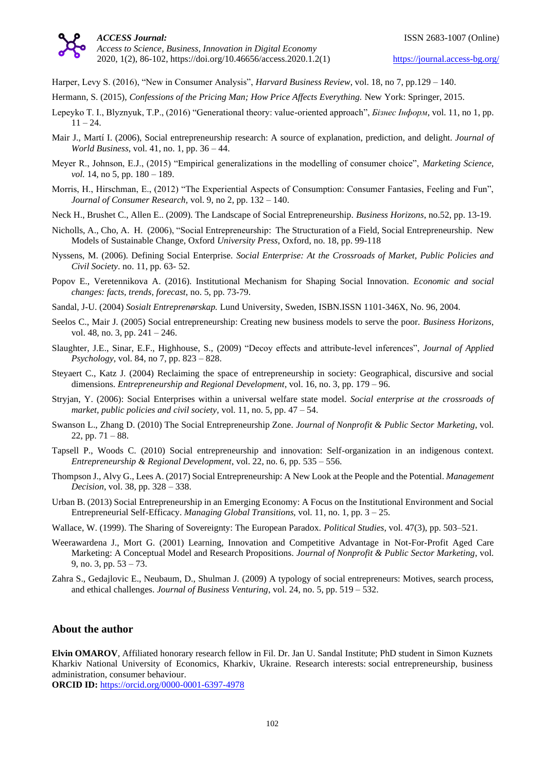Harper, Levy S. (2016), "New in Consumer Analysis", *Harvard Business Review*, vol. 18, no 7, pp.129 – 140.

Hermann, S. (2015), *Confessions of the Pricing Man; How Price Affects Everything.* New York: Springer, 2015.

Lepeyko T. I., Blyznyuk, T.P., (2016) "Generational theory: value-oriented approach", *Бізнес Інформ*, vol. 11, no 1, pp. 11 – 24.

Mair J., Martí I. (2006), Social entrepreneurship research: A source of explanation, prediction, and delight. *Journal of World Business*, vol. 41, no. 1, pp. 36 – 44.

Meyer R., Johnson, E.J., (2015) "Empirical generalizations in the modelling of consumer choice", *Marketing Science, vol.* 14, no 5, pp. 180 – 189.

Morris, H., Hirschman, E., (2012) "The Experiential Aspects of Consumption: Consumer Fantasies, Feeling and Fun", *Journal of Consumer Research*, vol. 9, no 2, pp. 132 – 140.

Neck H., Brushet C., Allen E.. (2009). The Landscape of Social Entrepreneurship. *Business Horizons*, no.52, pp. 13-19.

Nicholls, A., Cho, A. H. (2006), "Social Entrepreneurship: The Structuration of a Field, Social Entrepreneurship. New Models of Sustainable Change, Oxford *University Press*, Oxford, no. 18, pp. 99-118

Nyssens, M. (2006). Defining Social Enterprise. *Social Enterprise: At the Crossroads of Market, Public Policies and Civil Society*. no. 11, pp. 63- 52.

Popov E., Veretennikova A. (2016). Institutional Mechanism for Shaping Social Innovation. *Economic and social changes: facts, trends, forecast*, no. 5, pp. 73-79.

Sandal, J-U. (2004) *Sosialt Entreprenørskap.* Lund University, Sweden, ISBN.ISSN 1101-346X, No. 96, 2004.

Seelos C., Mair J. (2005) Social entrepreneurship: Creating new business models to serve the poor. *Business Horizons*, vol. 48, no. 3, pp. 241 – 246.

Slaughter, J.E., Sinar, E.F., Highhouse, S., (2009) "Decoy effects and attribute-level inferences", *Journal of Applied Psychology*, vol. 84, no 7, pp. 823 – 828.

Steyaert C., Katz J. (2004) Reclaiming the space of entrepreneurship in society: Geographical, discursive and social dimensions. *Entrepreneurship and Regional Development*, vol. 16, no. 3, pp. 179 – 96.

Stryjan, Y. (2006): Social Enterprises within a universal welfare state model. *Social enterprise at the crossroads of market, public policies and civil society*, vol. 11, no. 5, pp. 47 – 54.

Swanson L., Zhang D. (2010) The Social Entrepreneurship Zone. *Journal of Nonprofit & Public Sector Marketing*, vol. 22, pp. 71 – 88.

Tapsell P., Woods C. (2010) Social entrepreneurship and innovation: Self-organization in an indigenous context. *Entrepreneurship & Regional Development*, vol. 22, no. 6, pp. 535 – 556.

Thompson J., Alvy G., Lees A. (2017) Social Entrepreneurship: A New Look at the People and the Potential. *Management Decision*, vol. 38, pp. 328 – 338.

Urban B. (2013) Social Entrepreneurship in an Emerging Economy: A Focus on the Institutional Environment and Social Entrepreneurial Self-Efficacy. *Managing Global Transitions*, vol. 11, no. 1, pp. 3 – 25.

Wallace, W. (1999). The Sharing of Sovereignty: The European Paradox. *Political Studies*, vol. 47(3), pp. 503–521.

Weerawardena J., Mort G. (2001) Learning, Innovation and Competitive Advantage in Not-For-Profit Aged Care Marketing: A Conceptual Model and Research Propositions. *Journal of Nonprofit & Public Sector Marketing*, vol. 9, no. 3, pp. 53 – 73.

Zahra S., Gedajlovic E., Neubaum, D., Shulman J. (2009) A typology of social entrepreneurs: Motives, search process, and ethical challenges. *Journal of Business Venturing*, vol. 24, no. 5, pp. 519 – 532.

## About the author

**Elvin OMAROV**, Affiliated honorary research fellow in Fil. Dr. Jan U. Sandal Institute; PhD student in Simon Kuznets Kharkiv National University of Economics, Kharkiv, Ukraine. Research interests: social entrepreneurship, business administration, consumer behaviour.
**ORCID ID:** https://orcid.org/0000-0001-6397-4978